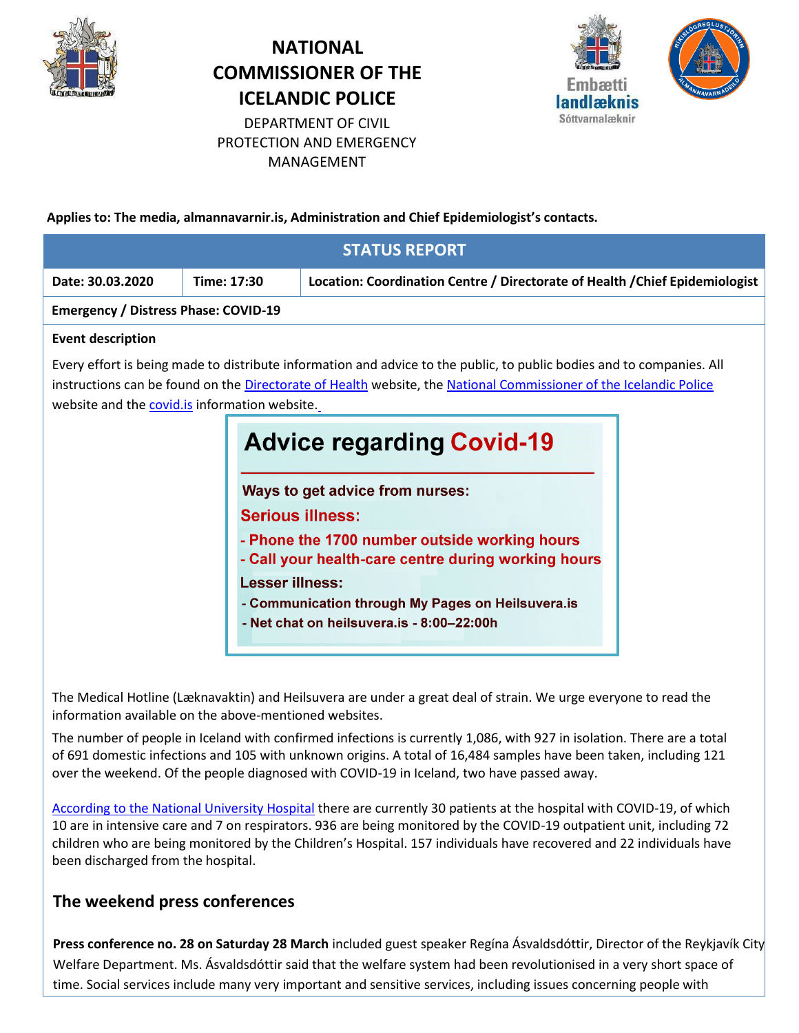# NATIONAL COMMISSIONER OF THE ICELANDIC POLICE

DEPARTMENT OF CIVIL PROTECTION AND EMERGENCY MANAGEMENT

Embætti landlæknis
Sóttvarnalæknir

**Applies to: The media, almannavarnir.is, Administration and Chief Epidemiologist's contacts.**

| STATUS REPORT | | |
|---|---|---|
| **Date: 30.03.2020** | **Time: 17:30** | **Location: Coordination Centre / Directorate of Health /Chief Epidemiologist** |
| **Emergency / Distress Phase: COVID-19** | | |

**Event description**

Every effort is being made to distribute information and advice to the public, to public bodies and to companies. All instructions can be found on the [Directorate of Health](#) website, the [National Commissioner of the Icelandic Police](#) website and the [covid.is](#) information website.

**Advice regarding Covid-19**

**Ways to get advice from nurses:**

**Serious illness:**

- **Phone the 1700 number outside working hours**
- **Call your health-care centre during working hours**

**Lesser illness:**

- **Communication through My Pages on Heilsuvera.is**
- **Net chat on heilsuvera.is - 8:00–22:00h**

The Medical Hotline (Læknavaktin) and Heilsuvera are under a great deal of strain. We urge everyone to read the information available on the above-mentioned websites.

The number of people in Iceland with confirmed infections is currently 1,086, with 927 in isolation. There are a total of 691 domestic infections and 105 with unknown origins. A total of 16,484 samples have been taken, including 121 over the weekend. Of the people diagnosed with COVID-19 in Iceland, two have passed away.

[According to the National University Hospital](#) there are currently 30 patients at the hospital with COVID-19, of which 10 are in intensive care and 7 on respirators. 936 are being monitored by the COVID-19 outpatient unit, including 72 children who are being monitored by the Children's Hospital. 157 individuals have recovered and 22 individuals have been discharged from the hospital.

## The weekend press conferences

**Press conference no. 28 on Saturday 28 March** included guest speaker Regína Ásvaldsdóttir, Director of the Reykjavík City Welfare Department. Ms. Ásvaldsdóttir said that the welfare system had been revolutionised in a very short space of time. Social services include many very important and sensitive services, including issues concerning people with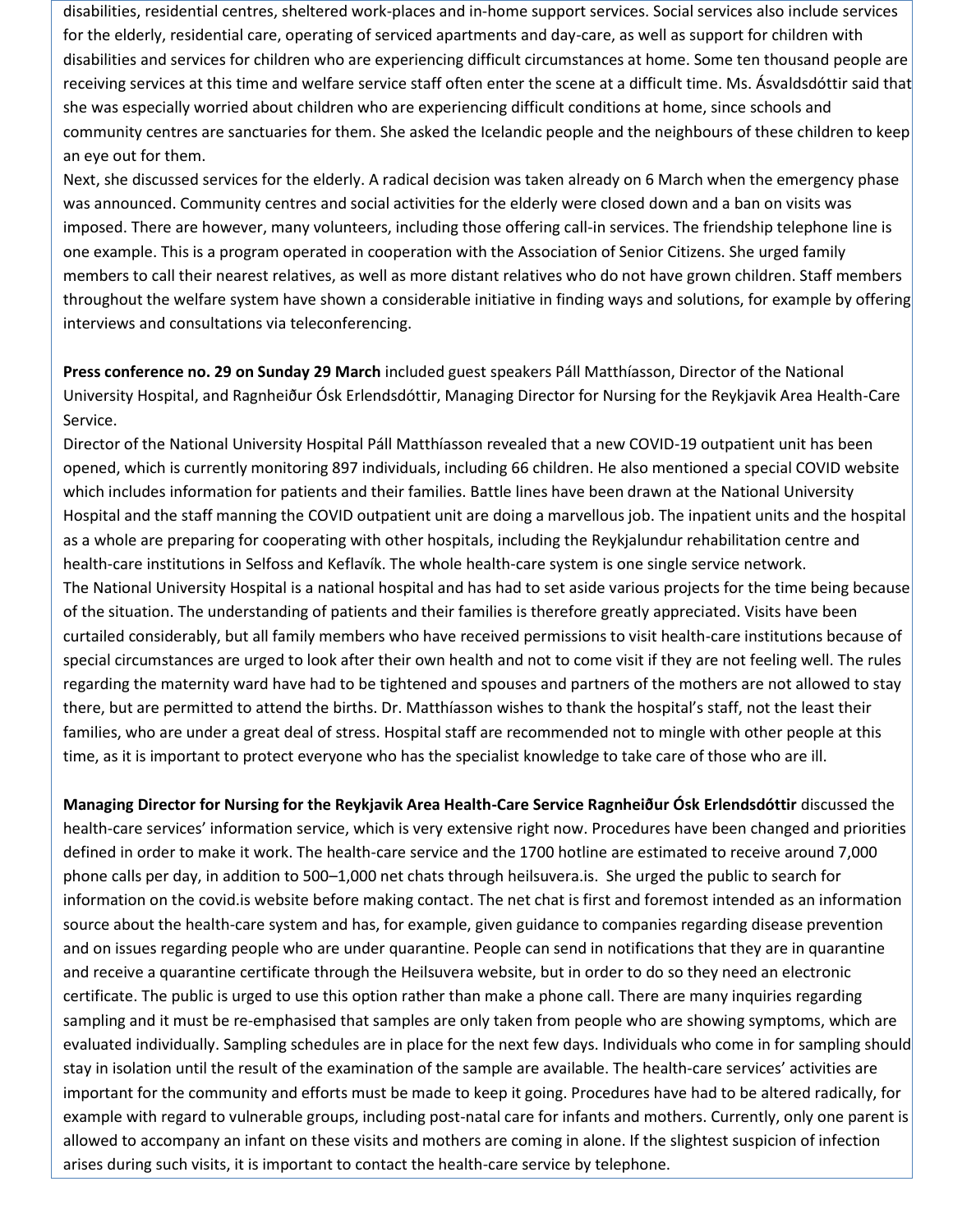disabilities, residential centres, sheltered work-places and in-home support services. Social services also include services for the elderly, residential care, operating of serviced apartments and day-care, as well as support for children with disabilities and services for children who are experiencing difficult circumstances at home. Some ten thousand people are receiving services at this time and welfare service staff often enter the scene at a difficult time. Ms. Ásvaldsdóttir said that she was especially worried about children who are experiencing difficult conditions at home, since schools and community centres are sanctuaries for them. She asked the Icelandic people and the neighbours of these children to keep an eye out for them.
Next, she discussed services for the elderly. A radical decision was taken already on 6 March when the emergency phase was announced. Community centres and social activities for the elderly were closed down and a ban on visits was imposed. There are however, many volunteers, including those offering call-in services. The friendship telephone line is one example. This is a program operated in cooperation with the Association of Senior Citizens. She urged family members to call their nearest relatives, as well as more distant relatives who do not have grown children. Staff members throughout the welfare system have shown a considerable initiative in finding ways and solutions, for example by offering interviews and consultations via teleconferencing.

**Press conference no. 29 on Sunday 29 March** included guest speakers Páll Matthíasson, Director of the National University Hospital, and Ragnheiður Ósk Erlendsdóttir, Managing Director for Nursing for the Reykjavik Area Health-Care Service.
Director of the National University Hospital Páll Matthíasson revealed that a new COVID-19 outpatient unit has been opened, which is currently monitoring 897 individuals, including 66 children. He also mentioned a special COVID website which includes information for patients and their families. Battle lines have been drawn at the National University Hospital and the staff manning the COVID outpatient unit are doing a marvellous job. The inpatient units and the hospital as a whole are preparing for cooperating with other hospitals, including the Reykjalundur rehabilitation centre and health-care institutions in Selfoss and Keflavík. The whole health-care system is one single service network.
The National University Hospital is a national hospital and has had to set aside various projects for the time being because of the situation. The understanding of patients and their families is therefore greatly appreciated. Visits have been curtailed considerably, but all family members who have received permissions to visit health-care institutions because of special circumstances are urged to look after their own health and not to come visit if they are not feeling well. The rules regarding the maternity ward have had to be tightened and spouses and partners of the mothers are not allowed to stay there, but are permitted to attend the births. Dr. Matthíasson wishes to thank the hospital's staff, not the least their families, who are under a great deal of stress. Hospital staff are recommended not to mingle with other people at this time, as it is important to protect everyone who has the specialist knowledge to take care of those who are ill.

**Managing Director for Nursing for the Reykjavik Area Health-Care Service Ragnheiður Ósk Erlendsdóttir** discussed the health-care services' information service, which is very extensive right now. Procedures have been changed and priorities defined in order to make it work. The health-care service and the 1700 hotline are estimated to receive around 7,000 phone calls per day, in addition to 500–1,000 net chats through heilsuvera.is. She urged the public to search for information on the covid.is website before making contact. The net chat is first and foremost intended as an information source about the health-care system and has, for example, given guidance to companies regarding disease prevention and on issues regarding people who are under quarantine. People can send in notifications that they are in quarantine and receive a quarantine certificate through the Heilsuvera website, but in order to do so they need an electronic certificate. The public is urged to use this option rather than make a phone call. There are many inquiries regarding sampling and it must be re-emphasised that samples are only taken from people who are showing symptoms, which are evaluated individually. Sampling schedules are in place for the next few days. Individuals who come in for sampling should stay in isolation until the result of the examination of the sample are available. The health-care services' activities are important for the community and efforts must be made to keep it going. Procedures have had to be altered radically, for example with regard to vulnerable groups, including post-natal care for infants and mothers. Currently, only one parent is allowed to accompany an infant on these visits and mothers are coming in alone. If the slightest suspicion of infection arises during such visits, it is important to contact the health-care service by telephone.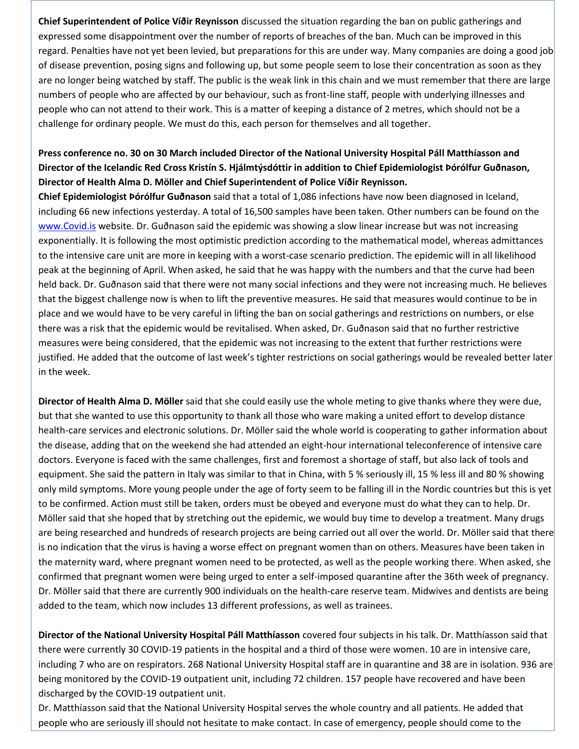**Chief Superintendent of Police Víðir Reynisson** discussed the situation regarding the ban on public gatherings and expressed some disappointment over the number of reports of breaches of the ban. Much can be improved in this regard. Penalties have not yet been levied, but preparations for this are under way. Many companies are doing a good job of disease prevention, posing signs and following up, but some people seem to lose their concentration as soon as they are no longer being watched by staff. The public is the weak link in this chain and we must remember that there are large numbers of people who are affected by our behaviour, such as front-line staff, people with underlying illnesses and people who can not attend to their work. This is a matter of keeping a distance of 2 metres, which should not be a challenge for ordinary people. We must do this, each person for themselves and all together.

**Press conference no. 30 on 30 March included Director of the National University Hospital Páll Matthíasson and Director of the Icelandic Red Cross Kristín S. Hjálmtýsdóttir in addition to Chief Epidemiologist Þórólfur Guðnason, Director of Health Alma D. Möller and Chief Superintendent of Police Víðir Reynisson.**

**Chief Epidemiologist Þórólfur Guðnason** said that a total of 1,086 infections have now been diagnosed in Iceland, including 66 new infections yesterday. A total of 16,500 samples have been taken. Other numbers can be found on the [www.Covid.is](www.Covid.is) website. Dr. Guðnason said the epidemic was showing a slow linear increase but was not increasing exponentially. It is following the most optimistic prediction according to the mathematical model, whereas admittances to the intensive care unit are more in keeping with a worst-case scenario prediction. The epidemic will in all likelihood peak at the beginning of April. When asked, he said that he was happy with the numbers and that the curve had been held back. Dr. Guðnason said that there were not many social infections and they were not increasing much. He believes that the biggest challenge now is when to lift the preventive measures. He said that measures would continue to be in place and we would have to be very careful in lifting the ban on social gatherings and restrictions on numbers, or else there was a risk that the epidemic would be revitalised. When asked, Dr. Guðnason said that no further restrictive measures were being considered, that the epidemic was not increasing to the extent that further restrictions were justified. He added that the outcome of last week's tighter restrictions on social gatherings would be revealed better later in the week.

**Director of Health Alma D. Möller** said that she could easily use the whole meting to give thanks where they were due, but that she wanted to use this opportunity to thank all those who ware making a united effort to develop distance health-care services and electronic solutions. Dr. Möller said the whole world is cooperating to gather information about the disease, adding that on the weekend she had attended an eight-hour international teleconference of intensive care doctors. Everyone is faced with the same challenges, first and foremost a shortage of staff, but also lack of tools and equipment. She said the pattern in Italy was similar to that in China, with 5 % seriously ill, 15 % less ill and 80 % showing only mild symptoms. More young people under the age of forty seem to be falling ill in the Nordic countries but this is yet to be confirmed. Action must still be taken, orders must be obeyed and everyone must do what they can to help. Dr. Möller said that she hoped that by stretching out the epidemic, we would buy time to develop a treatment. Many drugs are being researched and hundreds of research projects are being carried out all over the world. Dr. Möller said that there is no indication that the virus is having a worse effect on pregnant women than on others. Measures have been taken in the maternity ward, where pregnant women need to be protected, as well as the people working there. When asked, she confirmed that pregnant women were being urged to enter a self-imposed quarantine after the 36th week of pregnancy. Dr. Möller said that there are currently 900 individuals on the health-care reserve team. Midwives and dentists are being added to the team, which now includes 13 different professions, as well as trainees.

**Director of the National University Hospital Páll Matthíasson** covered four subjects in his talk. Dr. Matthíasson said that there were currently 30 COVID-19 patients in the hospital and a third of those were women. 10 are in intensive care, including 7 who are on respirators. 268 National University Hospital staff are in quarantine and 38 are in isolation. 936 are being monitored by the COVID-19 outpatient unit, including 72 children. 157 people have recovered and have been discharged by the COVID-19 outpatient unit.

Dr. Matthíasson said that the National University Hospital serves the whole country and all patients. He added that people who are seriously ill should not hesitate to make contact. In case of emergency, people should come to the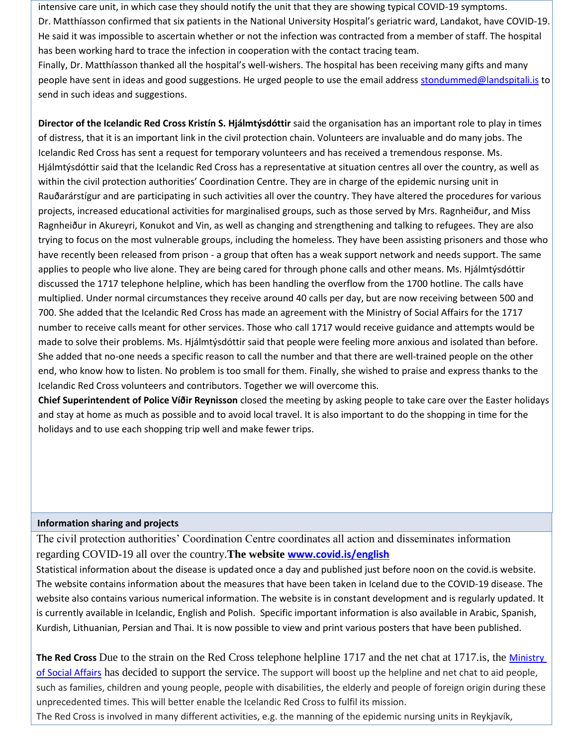intensive care unit, in which case they should notify the unit that they are showing typical COVID-19 symptoms.
Dr. Matthíasson confirmed that six patients in the National University Hospital's geriatric ward, Landakot, have COVID-19. He said it was impossible to ascertain whether or not the infection was contracted from a member of staff. The hospital has been working hard to trace the infection in cooperation with the contact tracing team.
Finally, Dr. Matthíasson thanked all the hospital's well-wishers. The hospital has been receiving many gifts and many people have sent in ideas and good suggestions. He urged people to use the email address [stondummed@landspitali.is](mailto:stondummed@landspitali.is) to send in such ideas and suggestions.

**Director of the Icelandic Red Cross Kristín S. Hjálmtýsdóttir** said the organisation has an important role to play in times of distress, that it is an important link in the civil protection chain. Volunteers are invaluable and do many jobs. The Icelandic Red Cross has sent a request for temporary volunteers and has received a tremendous response. Ms. Hjálmtýsdóttir said that the Icelandic Red Cross has a representative at situation centres all over the country, as well as within the civil protection authorities' Coordination Centre. They are in charge of the epidemic nursing unit in Rauðarárstígur and are participating in such activities all over the country. They have altered the procedures for various projects, increased educational activities for marginalised groups, such as those served by Mrs. Ragnheiður, and Miss Ragnheiður in Akureyri, Konukot and Vin, as well as changing and strengthening and talking to refugees. They are also trying to focus on the most vulnerable groups, including the homeless. They have been assisting prisoners and those who have recently been released from prison - a group that often has a weak support network and needs support. The same applies to people who live alone. They are being cared for through phone calls and other means. Ms. Hjálmtýsdóttir discussed the 1717 telephone helpline, which has been handling the overflow from the 1700 hotline. The calls have multiplied. Under normal circumstances they receive around 40 calls per day, but are now receiving between 500 and 700. She added that the Icelandic Red Cross has made an agreement with the Ministry of Social Affairs for the 1717 number to receive calls meant for other services. Those who call 1717 would receive guidance and attempts would be made to solve their problems. Ms. Hjálmtýsdóttir said that people were feeling more anxious and isolated than before. She added that no-one needs a specific reason to call the number and that there are well-trained people on the other end, who know how to listen. No problem is too small for them. Finally, she wished to praise and express thanks to the Icelandic Red Cross volunteers and contributors. Together we will overcome this.
**Chief Superintendent of Police Víðir Reynisson** closed the meeting by asking people to take care over the Easter holidays and stay at home as much as possible and to avoid local travel. It is also important to do the shopping in time for the holidays and to use each shopping trip well and make fewer trips.

**Information sharing and projects**

The civil protection authorities' Coordination Centre coordinates all action and disseminates information regarding COVID-19 all over the country.**The website [www.covid.is/english](http://www.covid.is/english)**
Statistical information about the disease is updated once a day and published just before noon on the covid.is website. The website contains information about the measures that have been taken in Iceland due to the COVID-19 disease. The website also contains various numerical information. The website is in constant development and is regularly updated. It is currently available in Icelandic, English and Polish. Specific important information is also available in Arabic, Spanish, Kurdish, Lithuanian, Persian and Thai. It is now possible to view and print various posters that have been published.

**The Red Cross** Due to the strain on the Red Cross telephone helpline 1717 and the net chat at 1717.is, the [Ministry of Social Affairs](#) has decided to support the service. The support will boost up the helpline and net chat to aid people, such as families, children and young people, people with disabilities, the elderly and people of foreign origin during these unprecedented times. This will better enable the Icelandic Red Cross to fulfil its mission.
The Red Cross is involved in many different activities, e.g. the manning of the epidemic nursing units in Reykjavík,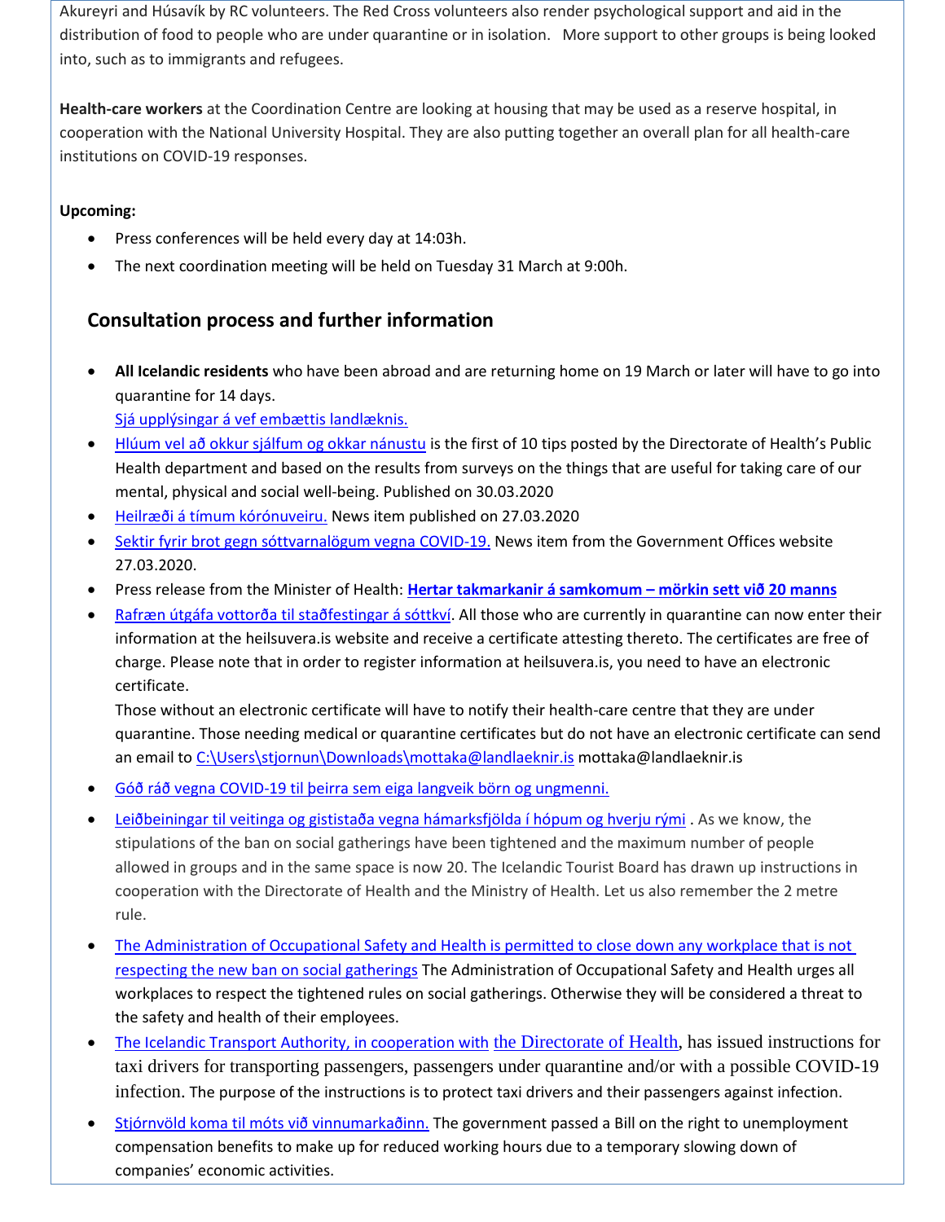Akureyri and Húsavík by RC volunteers. The Red Cross volunteers also render psychological support and aid in the distribution of food to people who are under quarantine or in isolation. More support to other groups is being looked into, such as to immigrants and refugees.

**Health-care workers** at the Coordination Centre are looking at housing that may be used as a reserve hospital, in cooperation with the National University Hospital. They are also putting together an overall plan for all health-care institutions on COVID-19 responses.

**Upcoming:**

- Press conferences will be held every day at 14:03h.
- The next coordination meeting will be held on Tuesday 31 March at 9:00h.

## Consultation process and further information

- **All Icelandic residents** who have been abroad and are returning home on 19 March or later will have to go into quarantine for 14 days.
  Sjá upplýsingar á vef embættis landlæknis.
- Hlúum vel að okkur sjálfum og okkar nánustu is the first of 10 tips posted by the Directorate of Health's Public Health department and based on the results from surveys on the things that are useful for taking care of our mental, physical and social well-being. Published on 30.03.2020
- Heilræði á tímum kórónuveiru. News item published on 27.03.2020
- Sektir fyrir brot gegn sóttvarnalögum vegna COVID-19. News item from the Government Offices website 27.03.2020.
- Press release from the Minister of Health: **Hertar takmarkanir á samkomum – mörkin sett við 20 manns**
- Rafræn útgáfa vottorða til staðfestingar á sóttkví. All those who are currently in quarantine can now enter their information at the heilsuvera.is website and receive a certificate attesting thereto. The certificates are free of charge. Please note that in order to register information at heilsuvera.is, you need to have an electronic certificate.
  Those without an electronic certificate will have to notify their health-care centre that they are under quarantine. Those needing medical or quarantine certificates but do not have an electronic certificate can send an email to C:\Users\stjornun\Downloads\mottaka@landlaeknir.is mottaka@landlaeknir.is
- Góð ráð vegna COVID-19 til þeirra sem eiga langveik börn og ungmenni.
- Leiðbeiningar til veitinga og gististaða vegna hámarksfjölda í hópum og hverju rými . As we know, the stipulations of the ban on social gatherings have been tightened and the maximum number of people allowed in groups and in the same space is now 20. The Icelandic Tourist Board has drawn up instructions in cooperation with the Directorate of Health and the Ministry of Health. Let us also remember the 2 metre rule.
- The Administration of Occupational Safety and Health is permitted to close down any workplace that is not respecting the new ban on social gatherings The Administration of Occupational Safety and Health urges all workplaces to respect the tightened rules on social gatherings. Otherwise they will be considered a threat to the safety and health of their employees.
- The Icelandic Transport Authority, in cooperation with the Directorate of Health, has issued instructions for taxi drivers for transporting passengers, passengers under quarantine and/or with a possible COVID-19 infection. The purpose of the instructions is to protect taxi drivers and their passengers against infection.
- Stjórnvöld koma til móts við vinnumarkaðinn. The government passed a Bill on the right to unemployment compensation benefits to make up for reduced working hours due to a temporary slowing down of companies' economic activities.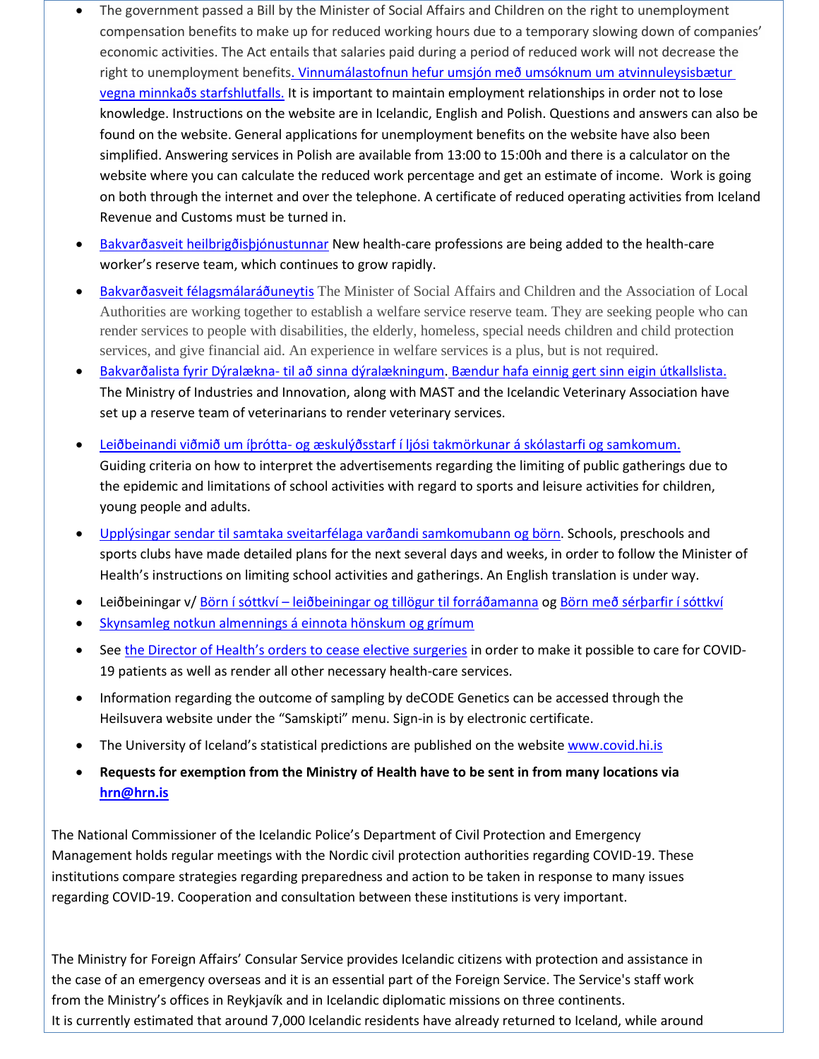- The government passed a Bill by the Minister of Social Affairs and Children on the right to unemployment compensation benefits to make up for reduced working hours due to a temporary slowing down of companies' economic activities. The Act entails that salaries paid during a period of reduced work will not decrease the right to unemployment benefits. Vinnumálastofnun hefur umsjón með umsóknum um atvinnuleysisbætur vegna minnkaðs starfshlutfalls. It is important to maintain employment relationships in order not to lose knowledge. Instructions on the website are in Icelandic, English and Polish. Questions and answers can also be found on the website. General applications for unemployment benefits on the website have also been simplified. Answering services in Polish are available from 13:00 to 15:00h and there is a calculator on the website where you can calculate the reduced work percentage and get an estimate of income. Work is going on both through the internet and over the telephone. A certificate of reduced operating activities from Iceland Revenue and Customs must be turned in.
- Bakvarðasveit heilbrigðisþjónustunnar New health-care professions are being added to the health-care worker's reserve team, which continues to grow rapidly.
- Bakvarðasveit félagsmálaráðuneytis The Minister of Social Affairs and Children and the Association of Local Authorities are working together to establish a welfare service reserve team. They are seeking people who can render services to people with disabilities, the elderly, homeless, special needs children and child protection services, and give financial aid. An experience in welfare services is a plus, but is not required.
- Bakvarðalista fyrir Dýralækna- til að sinna dýralækningum. Bændur hafa einnig gert sinn eigin útkallslista. The Ministry of Industries and Innovation, along with MAST and the Icelandic Veterinary Association have set up a reserve team of veterinarians to render veterinary services.
- Leiðbeinandi viðmið um íþrótta- og æskulýðsstarf í ljósi takmörkunar á skólastarfi og samkomum. Guiding criteria on how to interpret the advertisements regarding the limiting of public gatherings due to the epidemic and limitations of school activities with regard to sports and leisure activities for children, young people and adults.
- Upplýsingar sendar til samtaka sveitarfélaga varðandi samkomubann og börn. Schools, preschools and sports clubs have made detailed plans for the next several days and weeks, in order to follow the Minister of Health's instructions on limiting school activities and gatherings. An English translation is under way.
- Leiðbeiningar v/ Börn í sóttkví – leiðbeiningar og tillögur til forráðamanna og Börn með sérþarfir í sóttkví
- Skynsamleg notkun almennings á einnota hönskum og grímum
- See the Director of Health's orders to cease elective surgeries in order to make it possible to care for COVID-19 patients as well as render all other necessary health-care services.
- Information regarding the outcome of sampling by deCODE Genetics can be accessed through the Heilsuvera website under the "Samskipti" menu. Sign-in is by electronic certificate.
- The University of Iceland's statistical predictions are published on the website www.covid.hi.is
- **Requests for exemption from the Ministry of Health have to be sent in from many locations via hrn@hrn.is**

The National Commissioner of the Icelandic Police's Department of Civil Protection and Emergency Management holds regular meetings with the Nordic civil protection authorities regarding COVID-19. These institutions compare strategies regarding preparedness and action to be taken in response to many issues regarding COVID-19. Cooperation and consultation between these institutions is very important.

The Ministry for Foreign Affairs' Consular Service provides Icelandic citizens with protection and assistance in the case of an emergency overseas and it is an essential part of the Foreign Service. The Service's staff work from the Ministry's offices in Reykjavík and in Icelandic diplomatic missions on three continents.
It is currently estimated that around 7,000 Icelandic residents have already returned to Iceland, while around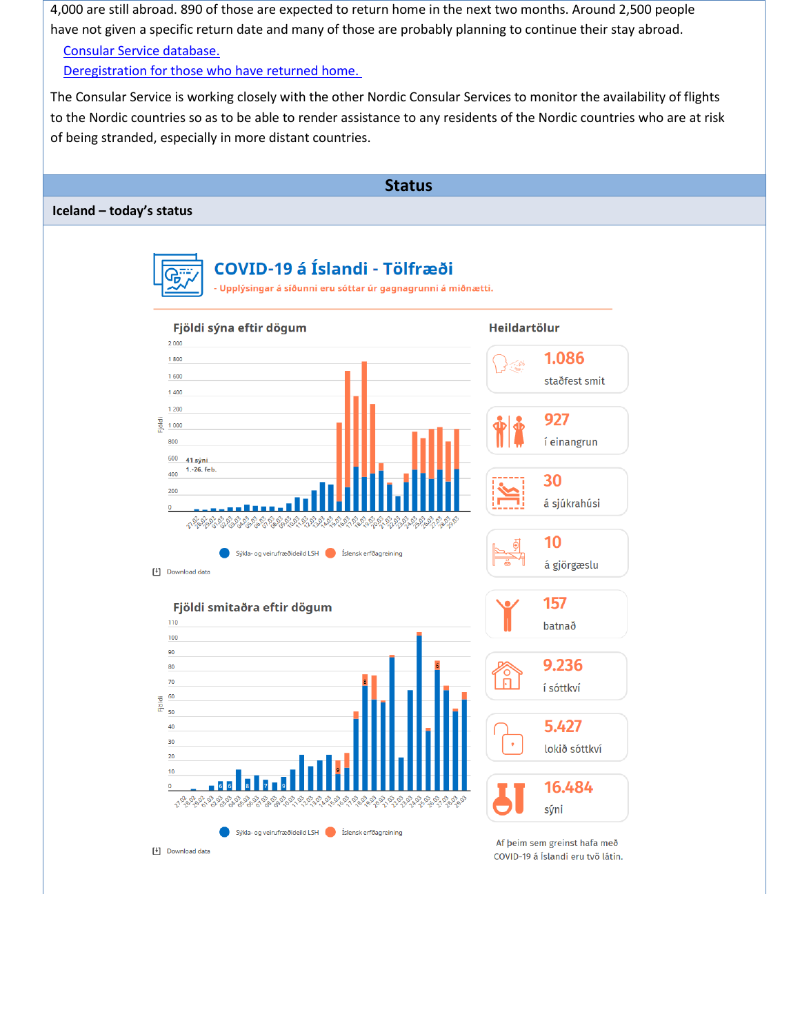4,000 are still abroad. 890 of those are expected to return home in the next two months. Around 2,500 people have not given a specific return date and many of those are probably planning to continue their stay abroad.

- [Consular Service database.]
- [Deregistration for those who have returned home.]

The Consular Service is working closely with the other Nordic Consular Services to monitor the availability of flights to the Nordic countries so as to be able to render assistance to any residents of the Nordic countries who are at risk of being stranded, especially in more distant countries.

## Status

### Iceland – today's status

**COVID-19 á Íslandi - Tölfræði**

- Upplýsingar á síðunni eru sóttar úr gagnagrunni á miðnætti.

**Fjöldi sýna eftir dögum**

41 sýni 1.-26. feb.

Sýkla- og veirufræðideild LSH · Íslensk erfðagreining

Download data

**Fjöldi smitaðra eftir dögum**

Sýkla- og veirufræðideild LSH · Íslensk erfðagreining

Download data

**Heildartölur**

| | |
|---|---|
| 1.086 | staðfest smit |
| 927 | í einangrun |
| 30 | á sjúkrahúsi |
| 10 | á gjörgæslu |
| 157 | batnað |
| 9.236 | í sóttkví |
| 5.427 | lokið sóttkví |
| 16.484 | sýni |

Af þeim sem greinst hafa með COVID-19 á Íslandi eru tvö látin.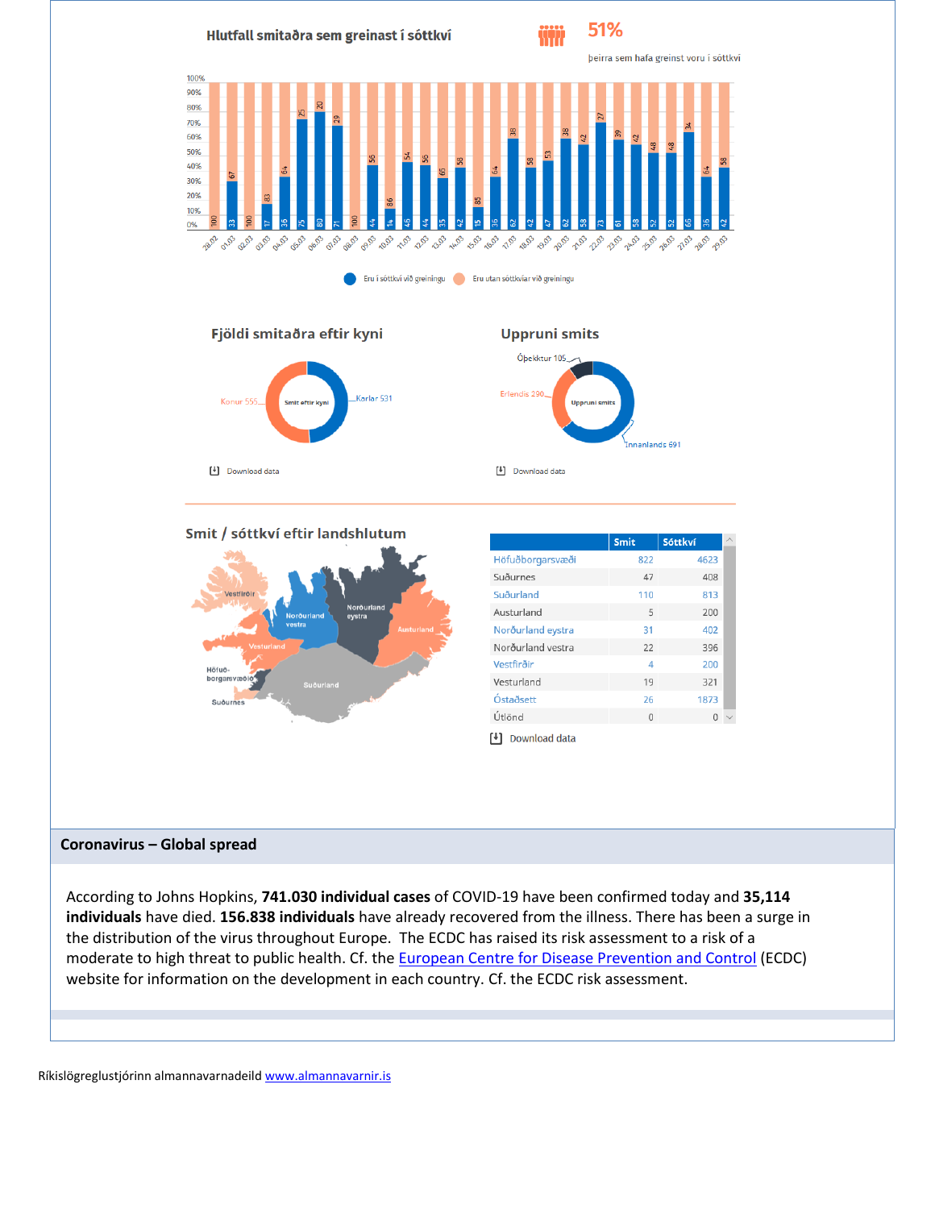## Hlutfall smitaðra sem greinast í sóttkví

51%

þeirra sem hafa greinst voru í sóttkví

100%
90%
80%
70%
60%
50%
40%
30%
20%
10%
0%

100, 67, 33, 100, 83, 17, 64, 36, 25, 75, 20, 80, 29, 71, 100, 56, 44, 86, 14, 54, 46, 56, 44, 65, 35, 58, 42, 85, 15, 64, 36, 38, 62, 58, 42, 53, 47, 38, 62, 42, 58, 27, 73, 39, 61, 42, 58, 48, 52, 48, 52, 34, 66, 64, 36, 58, 42

28.02, 01.03, 02.03, 03.03, 04.03, 05.03, 06.03, 07.03, 08.03, 09.03, 10.03, 11.03, 12.03, 13.03, 14.03, 15.03, 16.03, 17.03, 18.03, 19.03, 20.03, 21.03, 22.03, 23.03, 24.03, 25.03, 26.03, 27.03, 28.03, 29.03

Eru í sóttkví við greiningu — Eru utan sóttkvíar við greiningu

## Fjöldi smitaðra eftir kyni

Smit eftir kyni

Konur 555

Karlar 531

Download data

## Uppruni smits

Uppruni smits

Óþekktur 105

Erlendis 290

Innanlands 691

Download data

## Smit / sóttkví eftir landshlutum

Vestfirðir, Norðurland vestra, Norðurland eystra, Austurland, Vesturland, Höfuð-borgarsvæðið, Suðurland, Suðurnes

| | Smit | Sóttkví |
|---|---|---|
| Höfuðborgarsvæði | 822 | 4623 |
| Suðurnes | 47 | 408 |
| Suðurland | 110 | 813 |
| Austurland | 5 | 200 |
| Norðurland eystra | 31 | 402 |
| Norðurland vestra | 22 | 396 |
| Vestfirðir | 4 | 200 |
| Vesturland | 19 | 321 |
| Óstaðsett | 26 | 1873 |
| Útlönd | 0 | 0 |

Download data

## Coronavirus – Global spread

According to Johns Hopkins, **741.030 individual cases** of COVID-19 have been confirmed today and **35,114 individuals** have died. **156.838 individuals** have already recovered from the illness. There has been a surge in the distribution of the virus throughout Europe. The ECDC has raised its risk assessment to a risk of a moderate to high threat to public health. Cf. the [European Centre for Disease Prevention and Control](https://www.ecdc.europa.eu) (ECDC) website for information on the development in each country. Cf. the ECDC risk assessment.

Ríkislögreglustjórinn almannavarnadeild [www.almannavarnir.is](http://www.almannavarnir.is)